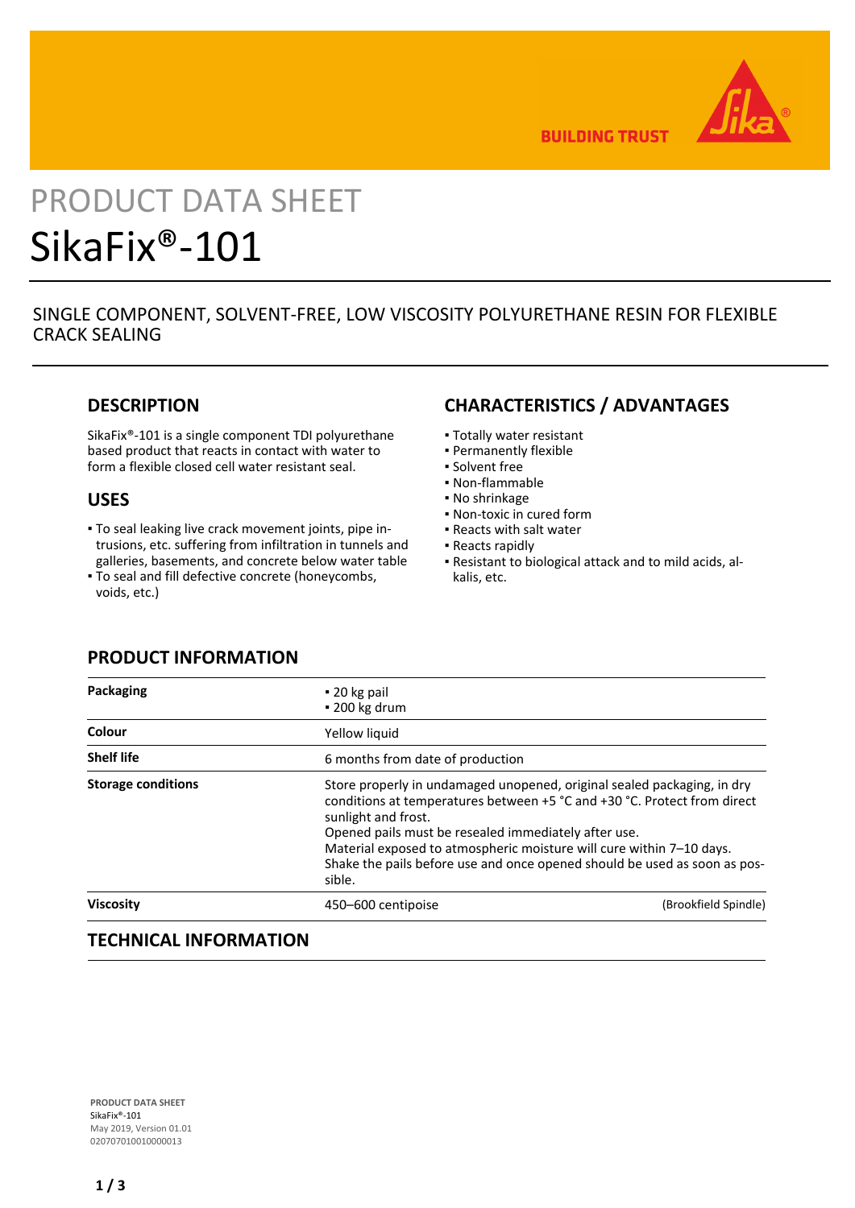# PRODUCT DATA SHEET

# SikaFix®-101

SINGLE COMPONENT, SOLVENT-FREE, LOW VISCOSITY POLYURETHANE RESIN FOR FLEXIBLE CRACK SEALING

## DESCRIPTION

SikaFix®-101 is a single component TDI polyurethane based product that reacts in contact with water to form a flexible closed cell water resistant seal.

## USES

- To seal leaking live crack movement joints, pipe intrusions, etc. suffering from infiltration in tunnels and galleries, basements, and concrete below water table
- To seal and fill defective concrete (honeycombs, voids, etc.)

## CHARACTERISTICS / ADVANTAGES

- Totally water resistant
- Permanently flexible
- Solvent free
- Non-flammable
- No shrinkage
- Non-toxic in cured form
- Reacts with salt water
- Reacts rapidly
- Resistant to biological attack and to mild acids, alkalis, etc.

## PRODUCT INFORMATION

| | | |
|---|---|---|
| **Packaging** | ▪ 20 kg pail<br>▪ 200 kg drum | |
| **Colour** | Yellow liquid | |
| **Shelf life** | 6 months from date of production | |
| **Storage conditions** | Store properly in undamaged unopened, original sealed packaging, in dry conditions at temperatures between +5 °C and +30 °C. Protect from direct sunlight and frost.<br>Opened pails must be resealed immediately after use.<br>Material exposed to atmospheric moisture will cure within 7–10 days.<br>Shake the pails before use and once opened should be used as soon as possible. | |
| **Viscosity** | 450–600 centipoise | (Brookfield Spindle) |

## TECHNICAL INFORMATION

PRODUCT DATA SHEET
SikaFix®-101
May 2019, Version 01.01
020707010010000013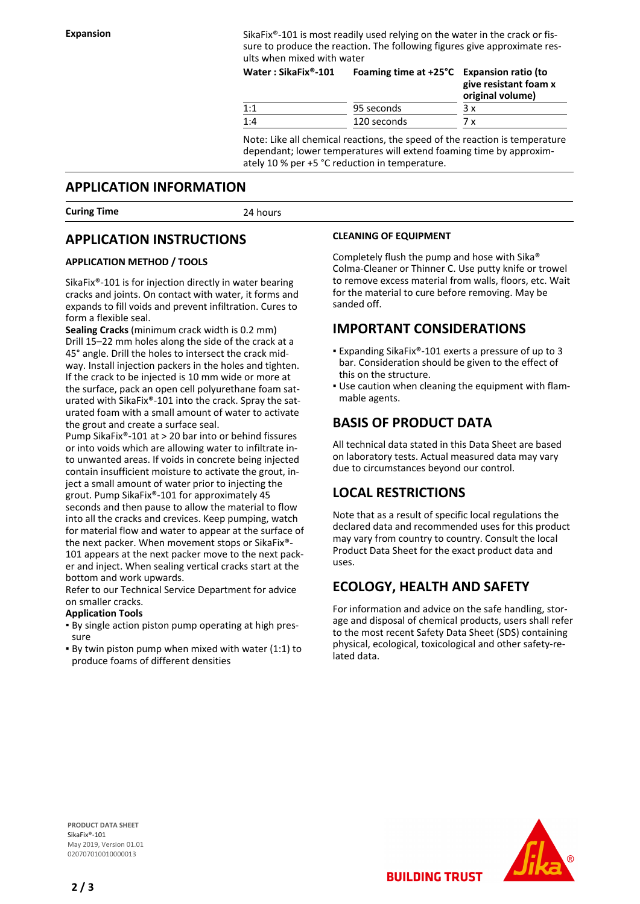**Expansion**

SikaFix®-101 is most readily used relying on the water in the crack or fissure to produce the reaction. The following figures give approximate results when mixed with water

| Water : SikaFix®-101 | Foaming time at +25°C | Expansion ratio (to give resistant foam x original volume) |
|---|---|---|
| 1:1 | 95 seconds | 3 x |
| 1:4 | 120 seconds | 7 x |

Note: Like all chemical reactions, the speed of the reaction is temperature dependant; lower temperatures will extend foaming time by approximately 10 % per +5 °C reduction in temperature.

## APPLICATION INFORMATION

**Curing Time** 24 hours

## APPLICATION INSTRUCTIONS

### APPLICATION METHOD / TOOLS

SikaFix®-101 is for injection directly in water bearing cracks and joints. On contact with water, it forms and expands to fill voids and prevent infiltration. Cures to form a flexible seal.

**Sealing Cracks** (minimum crack width is 0.2 mm)
Drill 15–22 mm holes along the side of the crack at a 45° angle. Drill the holes to intersect the crack midway. Install injection packers in the holes and tighten. If the crack to be injected is 10 mm wide or more at the surface, pack an open cell polyurethane foam saturated with SikaFix®-101 into the crack. Spray the saturated foam with a small amount of water to activate the grout and create a surface seal.
Pump SikaFix®-101 at > 20 bar into or behind fissures or into voids which are allowing water to infiltrate into unwanted areas. If voids in concrete being injected contain insufficient moisture to activate the grout, inject a small amount of water prior to injecting the grout. Pump SikaFix®-101 for approximately 45 seconds and then pause to allow the material to flow into all the cracks and crevices. Keep pumping, watch for material flow and water to appear at the surface of the next packer. When movement stops or SikaFix®-101 appears at the next packer move to the next packer and inject. When sealing vertical cracks start at the bottom and work upwards.
Refer to our Technical Service Department for advice on smaller cracks.

**Application Tools**

- By single action piston pump operating at high pressure
- By twin piston pump when mixed with water (1:1) to produce foams of different densities

### CLEANING OF EQUIPMENT

Completely flush the pump and hose with Sika® Colma-Cleaner or Thinner C. Use putty knife or trowel to remove excess material from walls, floors, etc. Wait for the material to cure before removing. May be sanded off.

## IMPORTANT CONSIDERATIONS

- Expanding SikaFix®-101 exerts a pressure of up to 3 bar. Consideration should be given to the effect of this on the structure.
- Use caution when cleaning the equipment with flammable agents.

## BASIS OF PRODUCT DATA

All technical data stated in this Data Sheet are based on laboratory tests. Actual measured data may vary due to circumstances beyond our control.

## LOCAL RESTRICTIONS

Note that as a result of specific local regulations the declared data and recommended uses for this product may vary from country to country. Consult the local Product Data Sheet for the exact product data and uses.

## ECOLOGY, HEALTH AND SAFETY

For information and advice on the safe handling, storage and disposal of chemical products, users shall refer to the most recent Safety Data Sheet (SDS) containing physical, ecological, toxicological and other safety-related data.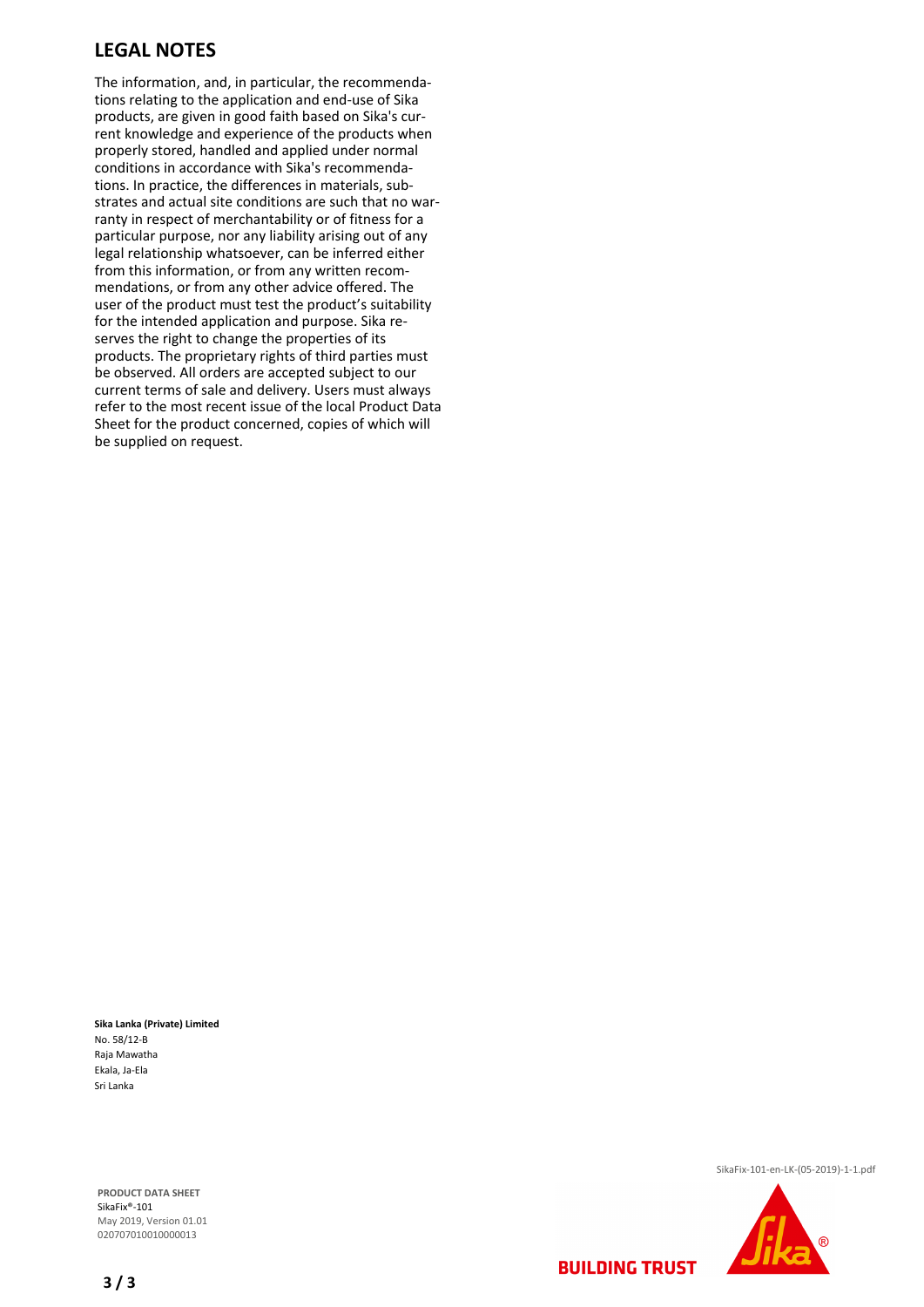## LEGAL NOTES

The information, and, in particular, the recommendations relating to the application and end-use of Sika products, are given in good faith based on Sika's current knowledge and experience of the products when properly stored, handled and applied under normal conditions in accordance with Sika's recommendations. In practice, the differences in materials, substrates and actual site conditions are such that no warranty in respect of merchantability or of fitness for a particular purpose, nor any liability arising out of any legal relationship whatsoever, can be inferred either from this information, or from any written recommendations, or from any other advice offered. The user of the product must test the product's suitability for the intended application and purpose. Sika reserves the right to change the properties of its products. The proprietary rights of third parties must be observed. All orders are accepted subject to our current terms of sale and delivery. Users must always refer to the most recent issue of the local Product Data Sheet for the product concerned, copies of which will be supplied on request.

**Sika Lanka (Private) Limited**
No. 58/12-B
Raja Mawatha
Ekala, Ja-Ela
Sri Lanka

SikaFix-101-en-LK-(05-2019)-1-1.pdf

**PRODUCT DATA SHEET**
SikaFix®-101
May 2019, Version 01.01
020707010010000013

**BUILDING TRUST**